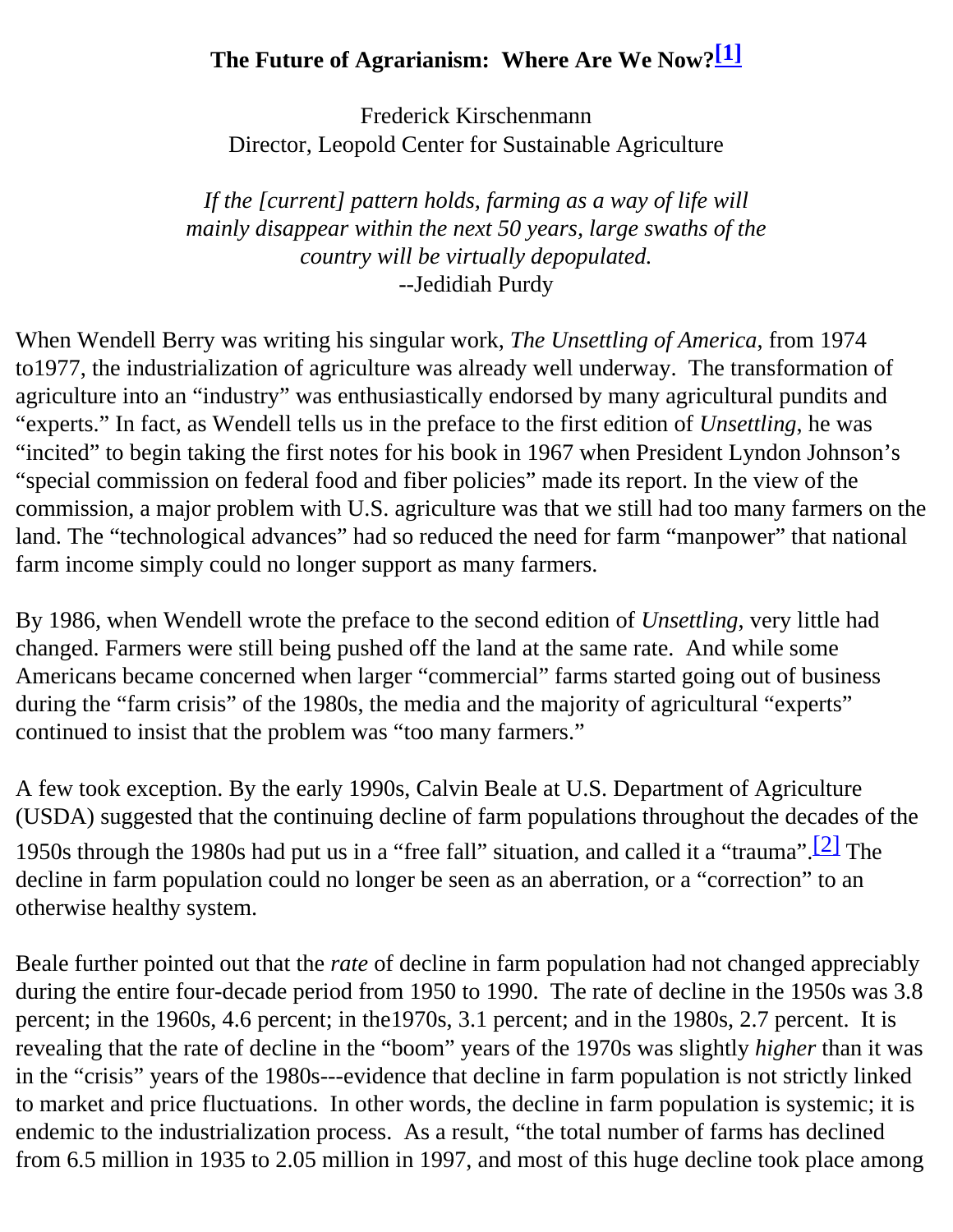# The Future of Agrarianism: Where Are We Now?[1]

Frederick Kirschenmann
Director, Leopold Center for Sustainable Agriculture

*If the [current] pattern holds, farming as a way of life will mainly disappear within the next 50 years, large swaths of the country will be virtually depopulated.*
--Jedidiah Purdy

When Wendell Berry was writing his singular work, *The Unsettling of America*, from 1974 to1977, the industrialization of agriculture was already well underway. The transformation of agriculture into an "industry" was enthusiastically endorsed by many agricultural pundits and "experts." In fact, as Wendell tells us in the preface to the first edition of *Unsettling*, he was "incited" to begin taking the first notes for his book in 1967 when President Lyndon Johnson's "special commission on federal food and fiber policies" made its report. In the view of the commission, a major problem with U.S. agriculture was that we still had too many farmers on the land. The "technological advances" had so reduced the need for farm "manpower" that national farm income simply could no longer support as many farmers.

By 1986, when Wendell wrote the preface to the second edition of *Unsettling*, very little had changed. Farmers were still being pushed off the land at the same rate. And while some Americans became concerned when larger "commercial" farms started going out of business during the "farm crisis" of the 1980s, the media and the majority of agricultural "experts" continued to insist that the problem was "too many farmers."

A few took exception. By the early 1990s, Calvin Beale at U.S. Department of Agriculture (USDA) suggested that the continuing decline of farm populations throughout the decades of the 1950s through the 1980s had put us in a "free fall" situation, and called it a "trauma".[2] The decline in farm population could no longer be seen as an aberration, or a "correction" to an otherwise healthy system.

Beale further pointed out that the *rate* of decline in farm population had not changed appreciably during the entire four-decade period from 1950 to 1990. The rate of decline in the 1950s was 3.8 percent; in the 1960s, 4.6 percent; in the1970s, 3.1 percent; and in the 1980s, 2.7 percent. It is revealing that the rate of decline in the "boom" years of the 1970s was slightly *higher* than it was in the "crisis" years of the 1980s---evidence that decline in farm population is not strictly linked to market and price fluctuations. In other words, the decline in farm population is systemic; it is endemic to the industrialization process. As a result, "the total number of farms has declined from 6.5 million in 1935 to 2.05 million in 1997, and most of this huge decline took place among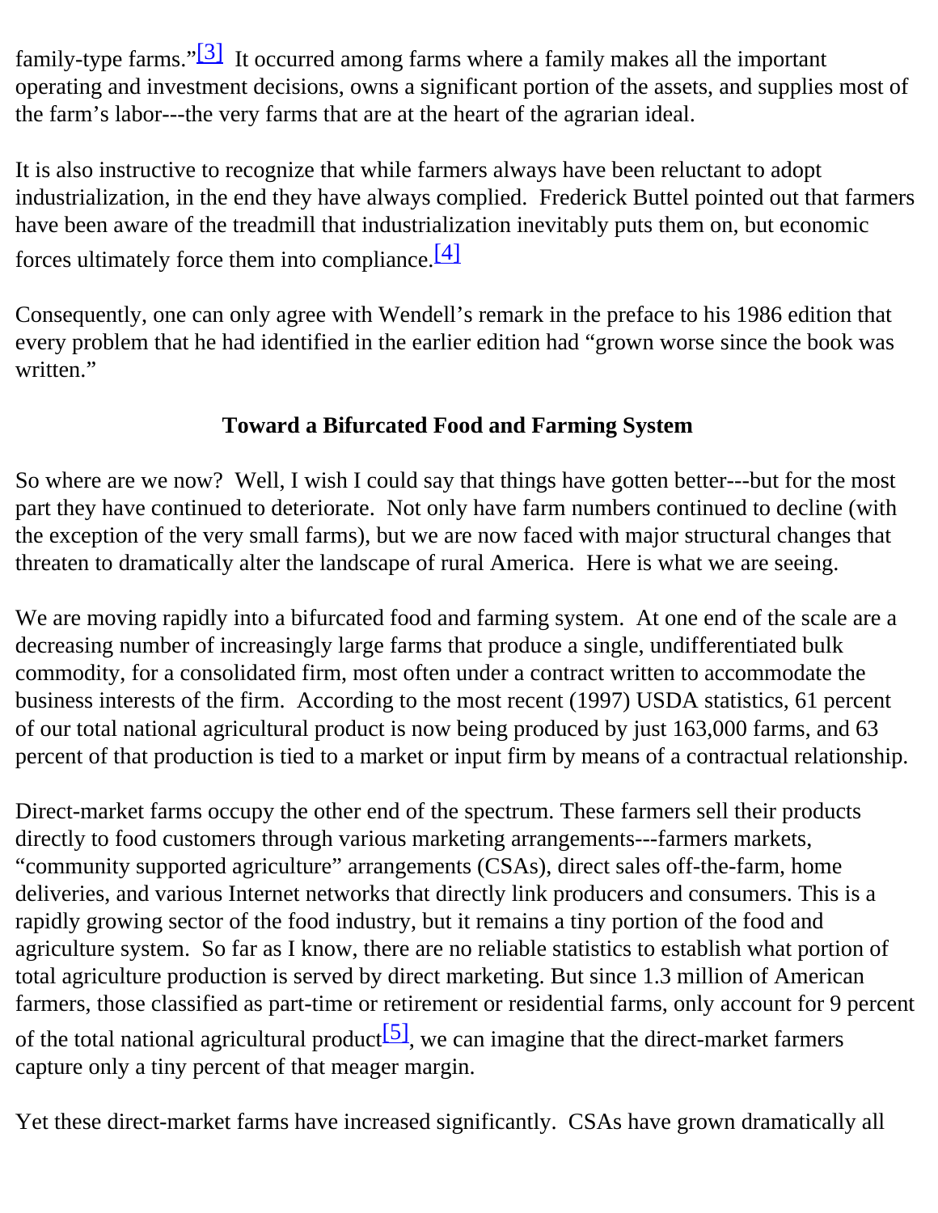family-type farms."[3] It occurred among farms where a family makes all the important operating and investment decisions, owns a significant portion of the assets, and supplies most of the farm's labor---the very farms that are at the heart of the agrarian ideal.

It is also instructive to recognize that while farmers always have been reluctant to adopt industrialization, in the end they have always complied. Frederick Buttel pointed out that farmers have been aware of the treadmill that industrialization inevitably puts them on, but economic forces ultimately force them into compliance.[4]

Consequently, one can only agree with Wendell's remark in the preface to his 1986 edition that every problem that he had identified in the earlier edition had "grown worse since the book was written."

## Toward a Bifurcated Food and Farming System

So where are we now? Well, I wish I could say that things have gotten better---but for the most part they have continued to deteriorate. Not only have farm numbers continued to decline (with the exception of the very small farms), but we are now faced with major structural changes that threaten to dramatically alter the landscape of rural America. Here is what we are seeing.

We are moving rapidly into a bifurcated food and farming system. At one end of the scale are a decreasing number of increasingly large farms that produce a single, undifferentiated bulk commodity, for a consolidated firm, most often under a contract written to accommodate the business interests of the firm. According to the most recent (1997) USDA statistics, 61 percent of our total national agricultural product is now being produced by just 163,000 farms, and 63 percent of that production is tied to a market or input firm by means of a contractual relationship.

Direct-market farms occupy the other end of the spectrum. These farmers sell their products directly to food customers through various marketing arrangements---farmers markets, "community supported agriculture" arrangements (CSAs), direct sales off-the-farm, home deliveries, and various Internet networks that directly link producers and consumers. This is a rapidly growing sector of the food industry, but it remains a tiny portion of the food and agriculture system. So far as I know, there are no reliable statistics to establish what portion of total agriculture production is served by direct marketing. But since 1.3 million of American farmers, those classified as part-time or retirement or residential farms, only account for 9 percent of the total national agricultural product[5], we can imagine that the direct-market farmers capture only a tiny percent of that meager margin.

Yet these direct-market farms have increased significantly. CSAs have grown dramatically all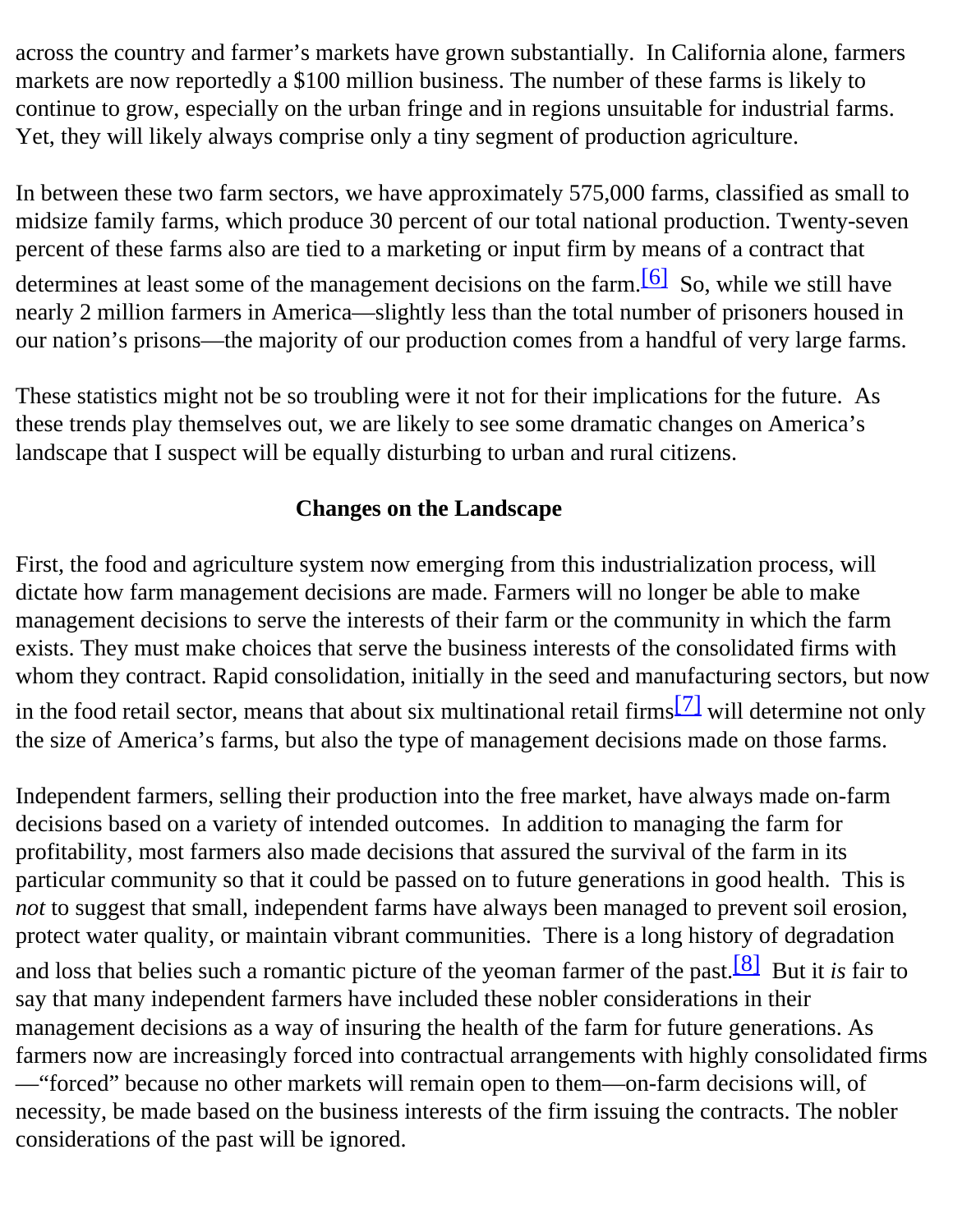across the country and farmer's markets have grown substantially. In California alone, farmers markets are now reportedly a $100 million business. The number of these farms is likely to continue to grow, especially on the urban fringe and in regions unsuitable for industrial farms. Yet, they will likely always comprise only a tiny segment of production agriculture.

In between these two farm sectors, we have approximately 575,000 farms, classified as small to midsize family farms, which produce 30 percent of our total national production. Twenty-seven percent of these farms also are tied to a marketing or input firm by means of a contract that determines at least some of the management decisions on the farm.[6] So, while we still have nearly 2 million farmers in America—slightly less than the total number of prisoners housed in our nation's prisons—the majority of our production comes from a handful of very large farms.

These statistics might not be so troubling were it not for their implications for the future. As these trends play themselves out, we are likely to see some dramatic changes on America's landscape that I suspect will be equally disturbing to urban and rural citizens.

### Changes on the Landscape

First, the food and agriculture system now emerging from this industrialization process, will dictate how farm management decisions are made. Farmers will no longer be able to make management decisions to serve the interests of their farm or the community in which the farm exists. They must make choices that serve the business interests of the consolidated firms with whom they contract. Rapid consolidation, initially in the seed and manufacturing sectors, but now in the food retail sector, means that about six multinational retail firms[7] will determine not only the size of America's farms, but also the type of management decisions made on those farms.

Independent farmers, selling their production into the free market, have always made on-farm decisions based on a variety of intended outcomes. In addition to managing the farm for profitability, most farmers also made decisions that assured the survival of the farm in its particular community so that it could be passed on to future generations in good health. This is *not* to suggest that small, independent farms have always been managed to prevent soil erosion, protect water quality, or maintain vibrant communities. There is a long history of degradation and loss that belies such a romantic picture of the yeoman farmer of the past.[8] But it *is* fair to say that many independent farmers have included these nobler considerations in their management decisions as a way of insuring the health of the farm for future generations. As farmers now are increasingly forced into contractual arrangements with highly consolidated firms—"forced" because no other markets will remain open to them—on-farm decisions will, of necessity, be made based on the business interests of the firm issuing the contracts. The nobler considerations of the past will be ignored.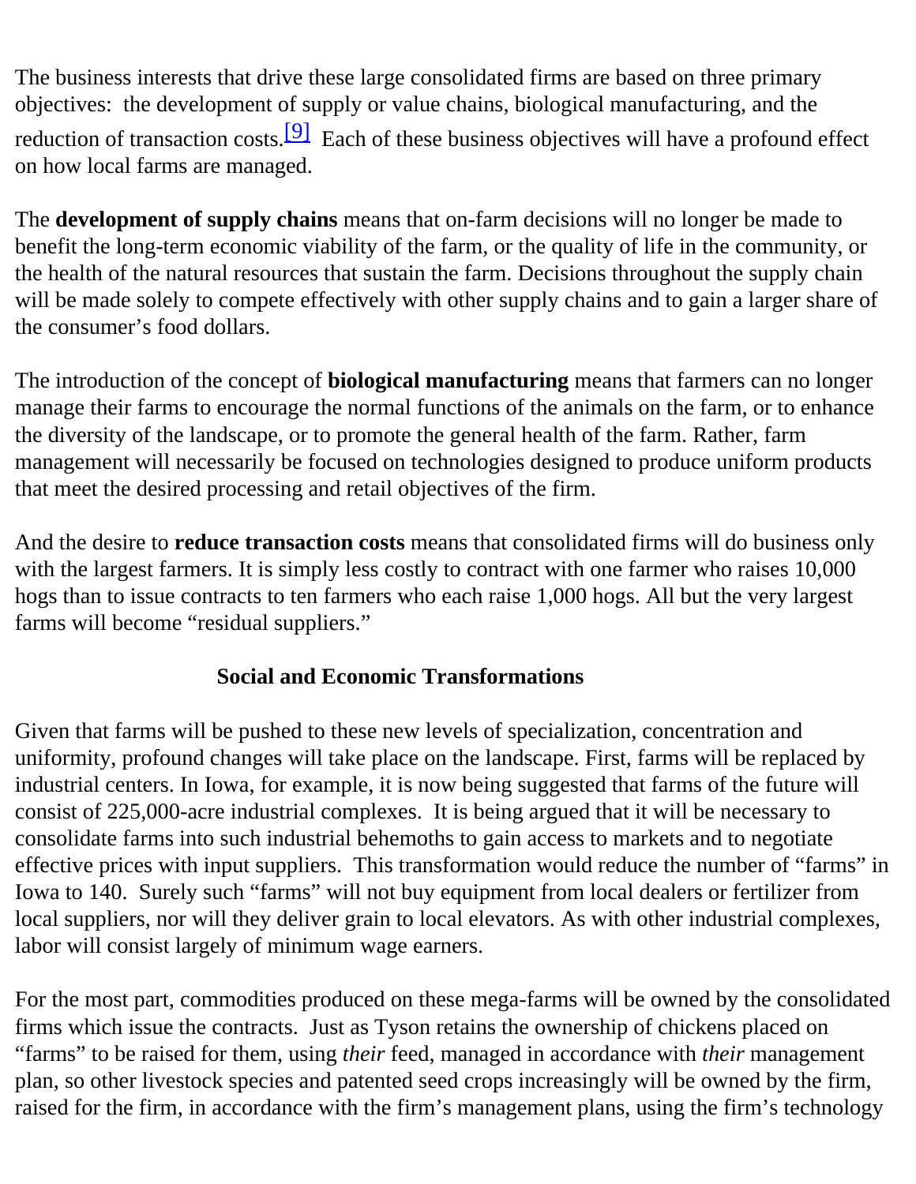The business interests that drive these large consolidated firms are based on three primary objectives: the development of supply or value chains, biological manufacturing, and the reduction of transaction costs.[9] Each of these business objectives will have a profound effect on how local farms are managed.

The **development of supply chains** means that on-farm decisions will no longer be made to benefit the long-term economic viability of the farm, or the quality of life in the community, or the health of the natural resources that sustain the farm. Decisions throughout the supply chain will be made solely to compete effectively with other supply chains and to gain a larger share of the consumer's food dollars.

The introduction of the concept of **biological manufacturing** means that farmers can no longer manage their farms to encourage the normal functions of the animals on the farm, or to enhance the diversity of the landscape, or to promote the general health of the farm. Rather, farm management will necessarily be focused on technologies designed to produce uniform products that meet the desired processing and retail objectives of the firm.

And the desire to **reduce transaction costs** means that consolidated firms will do business only with the largest farmers. It is simply less costly to contract with one farmer who raises 10,000 hogs than to issue contracts to ten farmers who each raise 1,000 hogs. All but the very largest farms will become "residual suppliers."

## Social and Economic Transformations

Given that farms will be pushed to these new levels of specialization, concentration and uniformity, profound changes will take place on the landscape. First, farms will be replaced by industrial centers. In Iowa, for example, it is now being suggested that farms of the future will consist of 225,000-acre industrial complexes. It is being argued that it will be necessary to consolidate farms into such industrial behemoths to gain access to markets and to negotiate effective prices with input suppliers. This transformation would reduce the number of "farms" in Iowa to 140. Surely such "farms" will not buy equipment from local dealers or fertilizer from local suppliers, nor will they deliver grain to local elevators. As with other industrial complexes, labor will consist largely of minimum wage earners.

For the most part, commodities produced on these mega-farms will be owned by the consolidated firms which issue the contracts. Just as Tyson retains the ownership of chickens placed on "farms" to be raised for them, using *their* feed, managed in accordance with *their* management plan, so other livestock species and patented seed crops increasingly will be owned by the firm, raised for the firm, in accordance with the firm's management plans, using the firm's technology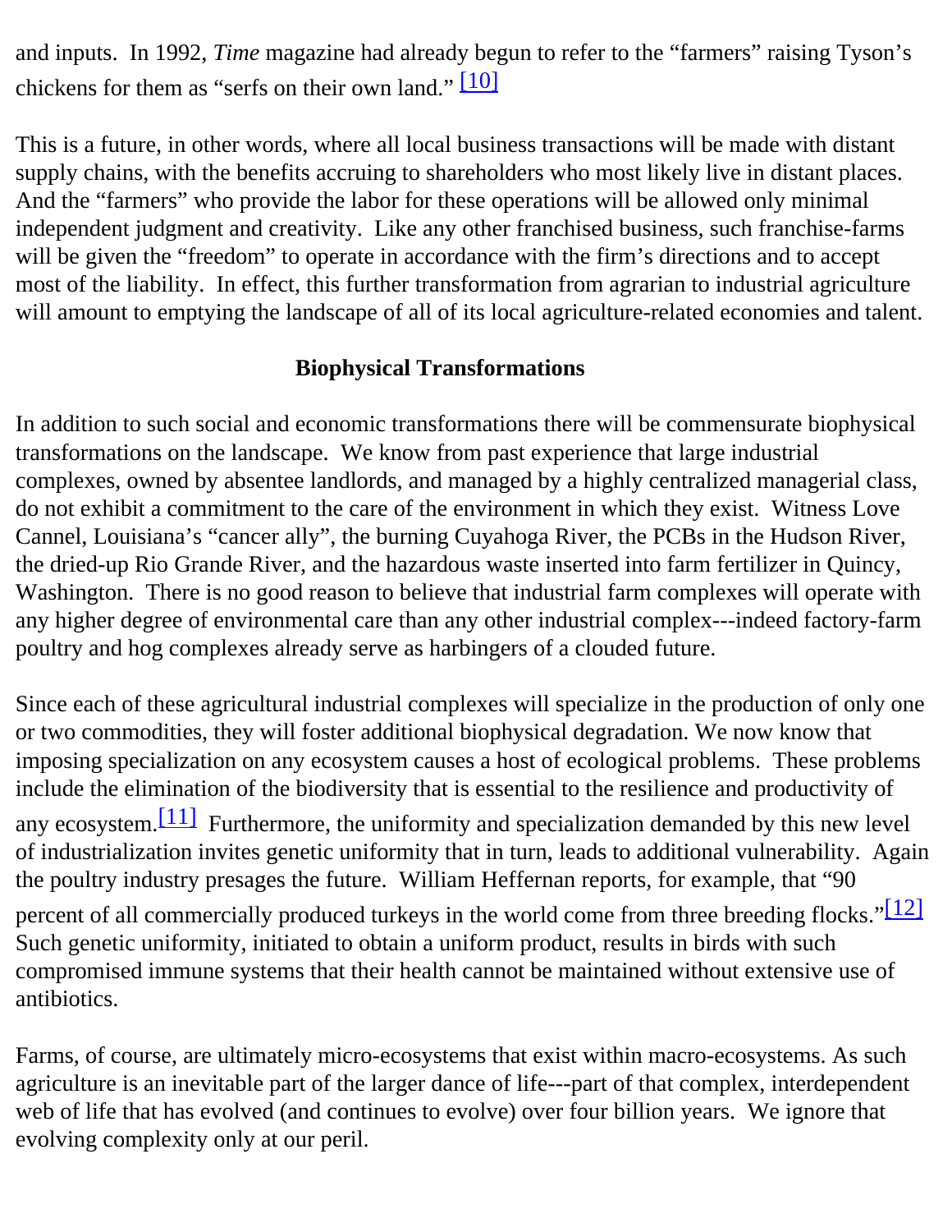and inputs. In 1992, *Time* magazine had already begun to refer to the "farmers" raising Tyson's chickens for them as "serfs on their own land." [10]

This is a future, in other words, where all local business transactions will be made with distant supply chains, with the benefits accruing to shareholders who most likely live in distant places. And the "farmers" who provide the labor for these operations will be allowed only minimal independent judgment and creativity. Like any other franchised business, such franchise-farms will be given the "freedom" to operate in accordance with the firm's directions and to accept most of the liability. In effect, this further transformation from agrarian to industrial agriculture will amount to emptying the landscape of all of its local agriculture-related economies and talent.

## Biophysical Transformations

In addition to such social and economic transformations there will be commensurate biophysical transformations on the landscape. We know from past experience that large industrial complexes, owned by absentee landlords, and managed by a highly centralized managerial class, do not exhibit a commitment to the care of the environment in which they exist. Witness Love Cannel, Louisiana's "cancer ally", the burning Cuyahoga River, the PCBs in the Hudson River, the dried-up Rio Grande River, and the hazardous waste inserted into farm fertilizer in Quincy, Washington. There is no good reason to believe that industrial farm complexes will operate with any higher degree of environmental care than any other industrial complex---indeed factory-farm poultry and hog complexes already serve as harbingers of a clouded future.

Since each of these agricultural industrial complexes will specialize in the production of only one or two commodities, they will foster additional biophysical degradation. We now know that imposing specialization on any ecosystem causes a host of ecological problems. These problems include the elimination of the biodiversity that is essential to the resilience and productivity of any ecosystem.[11] Furthermore, the uniformity and specialization demanded by this new level of industrialization invites genetic uniformity that in turn, leads to additional vulnerability. Again the poultry industry presages the future. William Heffernan reports, for example, that "90 percent of all commercially produced turkeys in the world come from three breeding flocks."[12] Such genetic uniformity, initiated to obtain a uniform product, results in birds with such compromised immune systems that their health cannot be maintained without extensive use of antibiotics.

Farms, of course, are ultimately micro-ecosystems that exist within macro-ecosystems. As such agriculture is an inevitable part of the larger dance of life---part of that complex, interdependent web of life that has evolved (and continues to evolve) over four billion years. We ignore that evolving complexity only at our peril.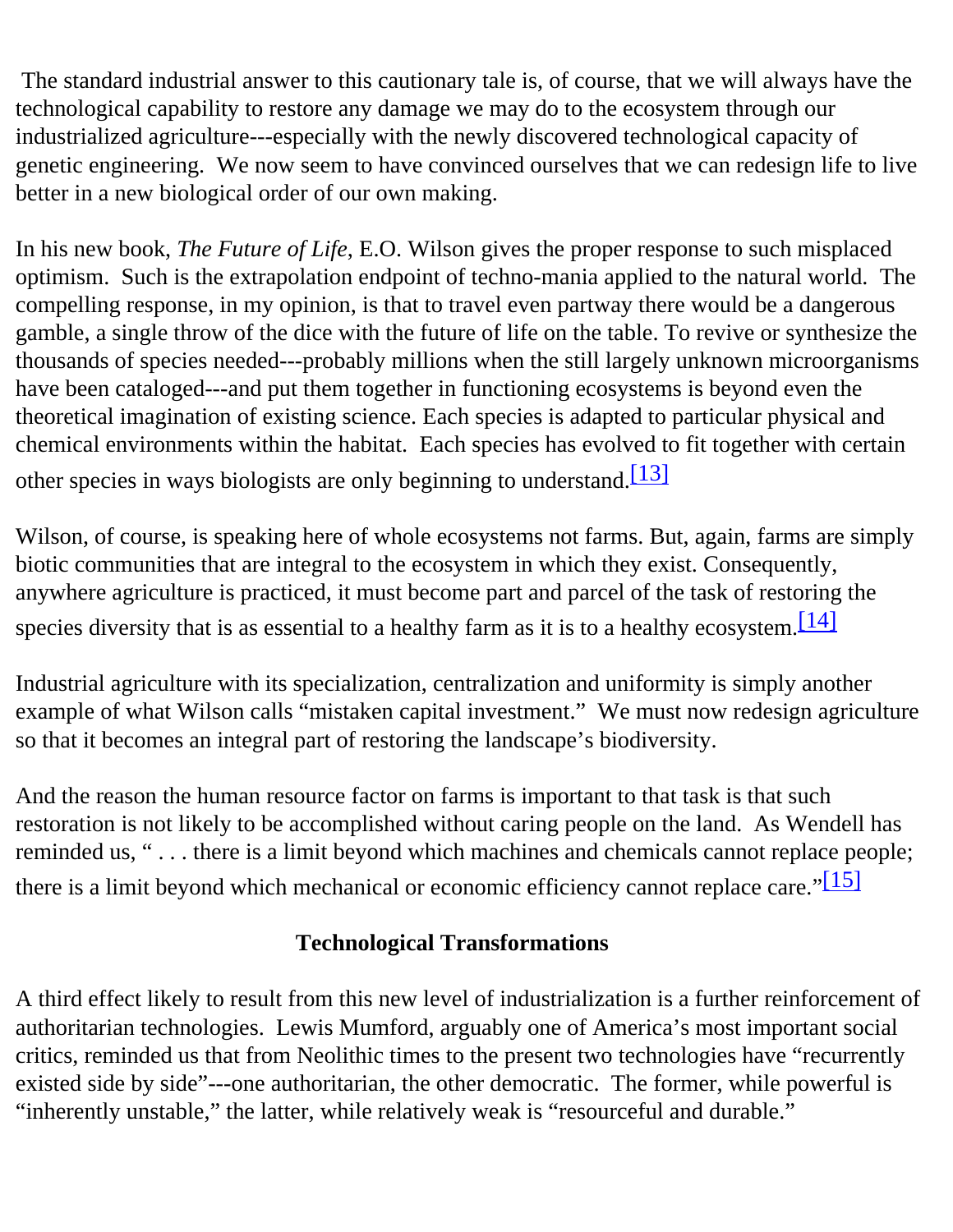The standard industrial answer to this cautionary tale is, of course, that we will always have the technological capability to restore any damage we may do to the ecosystem through our industrialized agriculture---especially with the newly discovered technological capacity of genetic engineering. We now seem to have convinced ourselves that we can redesign life to live better in a new biological order of our own making.

In his new book, *The Future of Life*, E.O. Wilson gives the proper response to such misplaced optimism. Such is the extrapolation endpoint of techno-mania applied to the natural world. The compelling response, in my opinion, is that to travel even partway there would be a dangerous gamble, a single throw of the dice with the future of life on the table. To revive or synthesize the thousands of species needed---probably millions when the still largely unknown microorganisms have been cataloged---and put them together in functioning ecosystems is beyond even the theoretical imagination of existing science. Each species is adapted to particular physical and chemical environments within the habitat. Each species has evolved to fit together with certain other species in ways biologists are only beginning to understand.[13]

Wilson, of course, is speaking here of whole ecosystems not farms. But, again, farms are simply biotic communities that are integral to the ecosystem in which they exist. Consequently, anywhere agriculture is practiced, it must become part and parcel of the task of restoring the species diversity that is as essential to a healthy farm as it is to a healthy ecosystem.[14]

Industrial agriculture with its specialization, centralization and uniformity is simply another example of what Wilson calls "mistaken capital investment." We must now redesign agriculture so that it becomes an integral part of restoring the landscape's biodiversity.

And the reason the human resource factor on farms is important to that task is that such restoration is not likely to be accomplished without caring people on the land. As Wendell has reminded us, " . . . there is a limit beyond which machines and chemicals cannot replace people; there is a limit beyond which mechanical or economic efficiency cannot replace care."[15]

## Technological Transformations

A third effect likely to result from this new level of industrialization is a further reinforcement of authoritarian technologies. Lewis Mumford, arguably one of America's most important social critics, reminded us that from Neolithic times to the present two technologies have "recurrently existed side by side"---one authoritarian, the other democratic. The former, while powerful is "inherently unstable," the latter, while relatively weak is "resourceful and durable."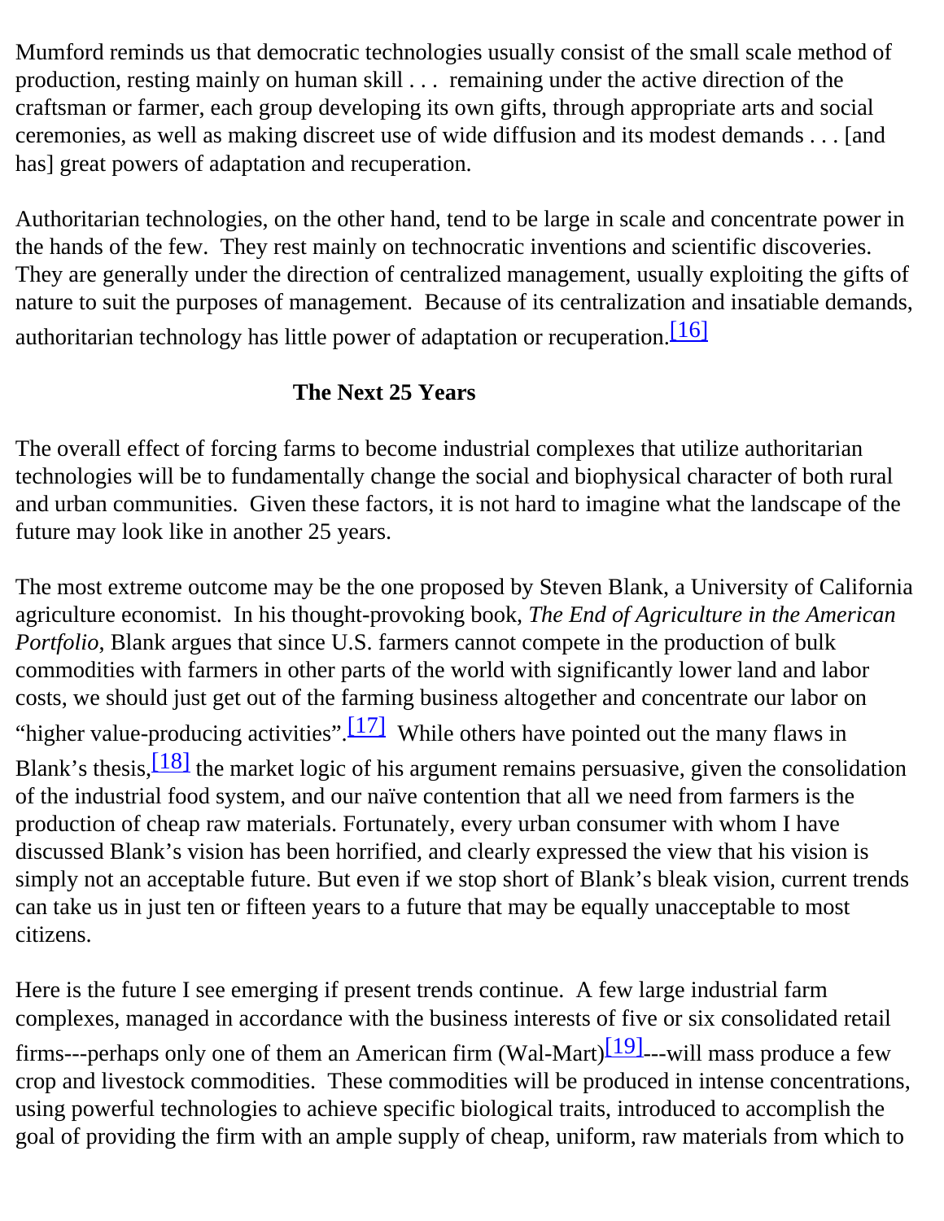Mumford reminds us that democratic technologies usually consist of the small scale method of production, resting mainly on human skill . . . remaining under the active direction of the craftsman or farmer, each group developing its own gifts, through appropriate arts and social ceremonies, as well as making discreet use of wide diffusion and its modest demands . . . [and has] great powers of adaptation and recuperation.

Authoritarian technologies, on the other hand, tend to be large in scale and concentrate power in the hands of the few. They rest mainly on technocratic inventions and scientific discoveries. They are generally under the direction of centralized management, usually exploiting the gifts of nature to suit the purposes of management. Because of its centralization and insatiable demands, authoritarian technology has little power of adaptation or recuperation.[16]

## The Next 25 Years

The overall effect of forcing farms to become industrial complexes that utilize authoritarian technologies will be to fundamentally change the social and biophysical character of both rural and urban communities. Given these factors, it is not hard to imagine what the landscape of the future may look like in another 25 years.

The most extreme outcome may be the one proposed by Steven Blank, a University of California agriculture economist. In his thought-provoking book, *The End of Agriculture in the American Portfolio,* Blank argues that since U.S. farmers cannot compete in the production of bulk commodities with farmers in other parts of the world with significantly lower land and labor costs, we should just get out of the farming business altogether and concentrate our labor on "higher value-producing activities".[17] While others have pointed out the many flaws in Blank's thesis,[18] the market logic of his argument remains persuasive, given the consolidation of the industrial food system, and our naïve contention that all we need from farmers is the production of cheap raw materials. Fortunately, every urban consumer with whom I have discussed Blank's vision has been horrified, and clearly expressed the view that his vision is simply not an acceptable future. But even if we stop short of Blank's bleak vision, current trends can take us in just ten or fifteen years to a future that may be equally unacceptable to most citizens.

Here is the future I see emerging if present trends continue. A few large industrial farm complexes, managed in accordance with the business interests of five or six consolidated retail firms---perhaps only one of them an American firm (Wal-Mart)[19]---will mass produce a few crop and livestock commodities. These commodities will be produced in intense concentrations, using powerful technologies to achieve specific biological traits, introduced to accomplish the goal of providing the firm with an ample supply of cheap, uniform, raw materials from which to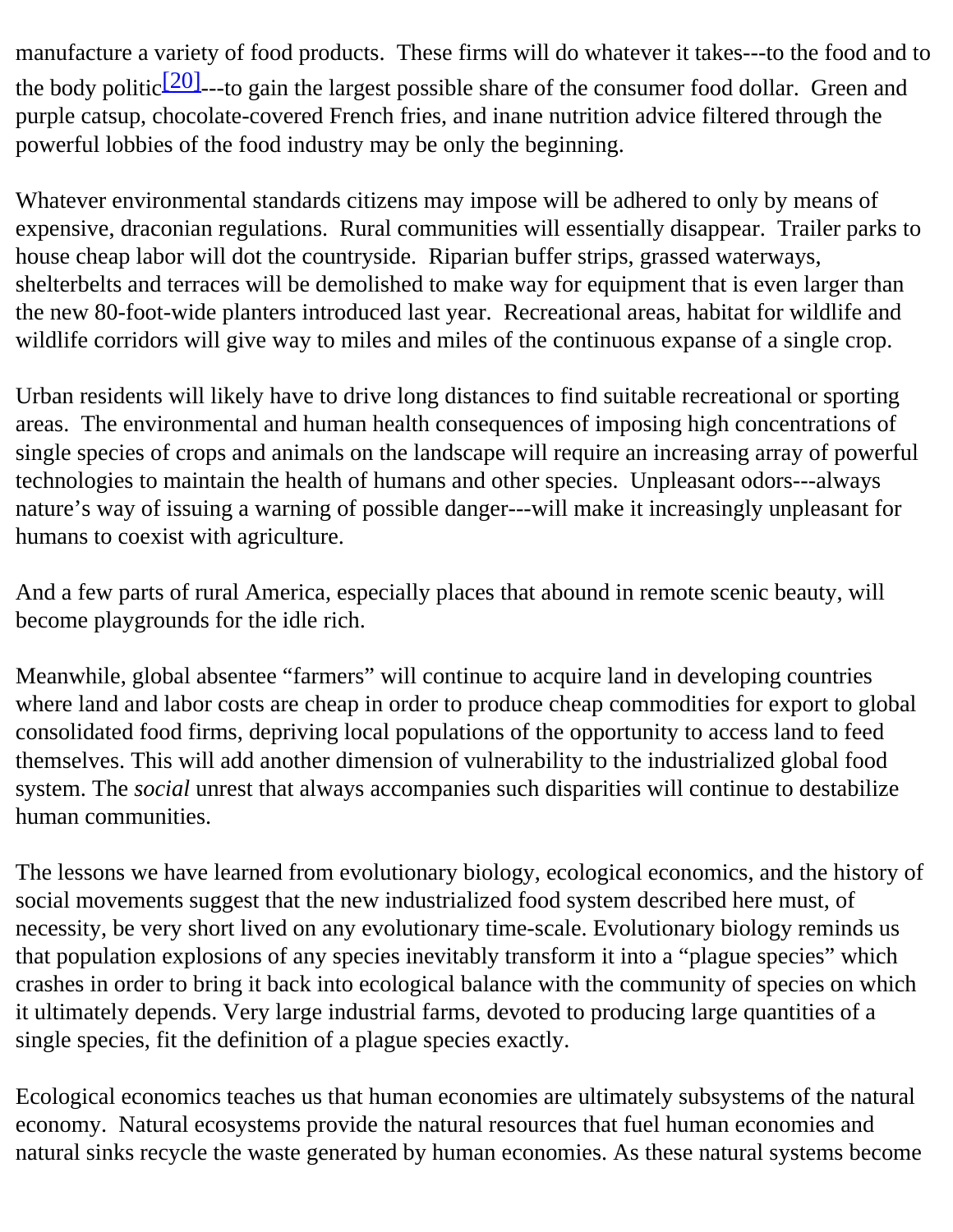manufacture a variety of food products.  These firms will do whatever it takes---to the food and to the body politic[20]---to gain the largest possible share of the consumer food dollar.  Green and purple catsup, chocolate-covered French fries, and inane nutrition advice filtered through the powerful lobbies of the food industry may be only the beginning.

Whatever environmental standards citizens may impose will be adhered to only by means of expensive, draconian regulations.  Rural communities will essentially disappear.  Trailer parks to house cheap labor will dot the countryside.  Riparian buffer strips, grassed waterways, shelterbelts and terraces will be demolished to make way for equipment that is even larger than the new 80-foot-wide planters introduced last year.  Recreational areas, habitat for wildlife and wildlife corridors will give way to miles and miles of the continuous expanse of a single crop.

Urban residents will likely have to drive long distances to find suitable recreational or sporting areas.  The environmental and human health consequences of imposing high concentrations of single species of crops and animals on the landscape will require an increasing array of powerful technologies to maintain the health of humans and other species.  Unpleasant odors---always nature's way of issuing a warning of possible danger---will make it increasingly unpleasant for humans to coexist with agriculture.

And a few parts of rural America, especially places that abound in remote scenic beauty, will become playgrounds for the idle rich.

Meanwhile, global absentee "farmers" will continue to acquire land in developing countries where land and labor costs are cheap in order to produce cheap commodities for export to global consolidated food firms, depriving local populations of the opportunity to access land to feed themselves. This will add another dimension of vulnerability to the industrialized global food system. The *social* unrest that always accompanies such disparities will continue to destabilize human communities.

The lessons we have learned from evolutionary biology, ecological economics, and the history of social movements suggest that the new industrialized food system described here must, of necessity, be very short lived on any evolutionary time-scale. Evolutionary biology reminds us that population explosions of any species inevitably transform it into a "plague species" which crashes in order to bring it back into ecological balance with the community of species on which it ultimately depends. Very large industrial farms, devoted to producing large quantities of a single species, fit the definition of a plague species exactly.

Ecological economics teaches us that human economies are ultimately subsystems of the natural economy.  Natural ecosystems provide the natural resources that fuel human economies and natural sinks recycle the waste generated by human economies. As these natural systems become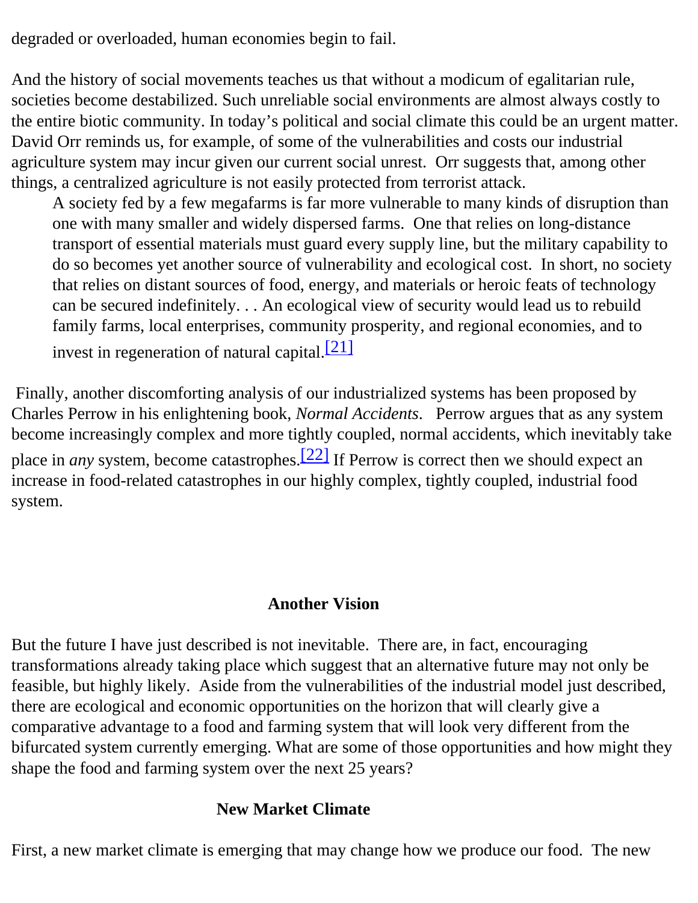degraded or overloaded, human economies begin to fail.

And the history of social movements teaches us that without a modicum of egalitarian rule, societies become destabilized. Such unreliable social environments are almost always costly to the entire biotic community. In today's political and social climate this could be an urgent matter. David Orr reminds us, for example, of some of the vulnerabilities and costs our industrial agriculture system may incur given our current social unrest. Orr suggests that, among other things, a centralized agriculture is not easily protected from terrorist attack.

> A society fed by a few megafarms is far more vulnerable to many kinds of disruption than one with many smaller and widely dispersed farms. One that relies on long-distance transport of essential materials must guard every supply line, but the military capability to do so becomes yet another source of vulnerability and ecological cost. In short, no society that relies on distant sources of food, energy, and materials or heroic feats of technology can be secured indefinitely. . . An ecological view of security would lead us to rebuild family farms, local enterprises, community prosperity, and regional economies, and to invest in regeneration of natural capital.[21]

Finally, another discomforting analysis of our industrialized systems has been proposed by Charles Perrow in his enlightening book, *Normal Accidents*. Perrow argues that as any system become increasingly complex and more tightly coupled, normal accidents, which inevitably take place in *any* system, become catastrophes.[22] If Perrow is correct then we should expect an increase in food-related catastrophes in our highly complex, tightly coupled, industrial food system.

## Another Vision

But the future I have just described is not inevitable. There are, in fact, encouraging transformations already taking place which suggest that an alternative future may not only be feasible, but highly likely. Aside from the vulnerabilities of the industrial model just described, there are ecological and economic opportunities on the horizon that will clearly give a comparative advantage to a food and farming system that will look very different from the bifurcated system currently emerging. What are some of those opportunities and how might they shape the food and farming system over the next 25 years?

### New Market Climate

First, a new market climate is emerging that may change how we produce our food. The new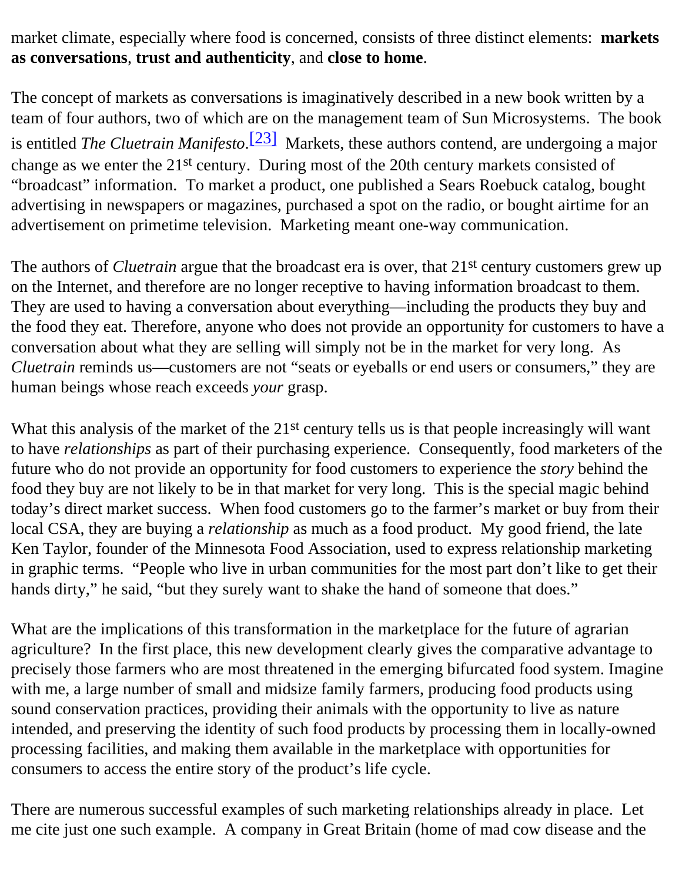market climate, especially where food is concerned, consists of three distinct elements: **markets as conversations**, **trust and authenticity**, and **close to home**.

The concept of markets as conversations is imaginatively described in a new book written by a team of four authors, two of which are on the management team of Sun Microsystems. The book is entitled *The Cluetrain Manifesto*.[23] Markets, these authors contend, are undergoing a major change as we enter the 21st century. During most of the 20th century markets consisted of "broadcast" information. To market a product, one published a Sears Roebuck catalog, bought advertising in newspapers or magazines, purchased a spot on the radio, or bought airtime for an advertisement on primetime television. Marketing meant one-way communication.

The authors of *Cluetrain* argue that the broadcast era is over, that 21st century customers grew up on the Internet, and therefore are no longer receptive to having information broadcast to them. They are used to having a conversation about everything—including the products they buy and the food they eat. Therefore, anyone who does not provide an opportunity for customers to have a conversation about what they are selling will simply not be in the market for very long. As *Cluetrain* reminds us—customers are not "seats or eyeballs or end users or consumers," they are human beings whose reach exceeds *your* grasp.

What this analysis of the market of the 21st century tells us is that people increasingly will want to have *relationships* as part of their purchasing experience. Consequently, food marketers of the future who do not provide an opportunity for food customers to experience the *story* behind the food they buy are not likely to be in that market for very long. This is the special magic behind today's direct market success. When food customers go to the farmer's market or buy from their local CSA, they are buying a *relationship* as much as a food product. My good friend, the late Ken Taylor, founder of the Minnesota Food Association, used to express relationship marketing in graphic terms. "People who live in urban communities for the most part don't like to get their hands dirty," he said, "but they surely want to shake the hand of someone that does."

What are the implications of this transformation in the marketplace for the future of agrarian agriculture? In the first place, this new development clearly gives the comparative advantage to precisely those farmers who are most threatened in the emerging bifurcated food system. Imagine with me, a large number of small and midsize family farmers, producing food products using sound conservation practices, providing their animals with the opportunity to live as nature intended, and preserving the identity of such food products by processing them in locally-owned processing facilities, and making them available in the marketplace with opportunities for consumers to access the entire story of the product's life cycle.

There are numerous successful examples of such marketing relationships already in place. Let me cite just one such example. A company in Great Britain (home of mad cow disease and the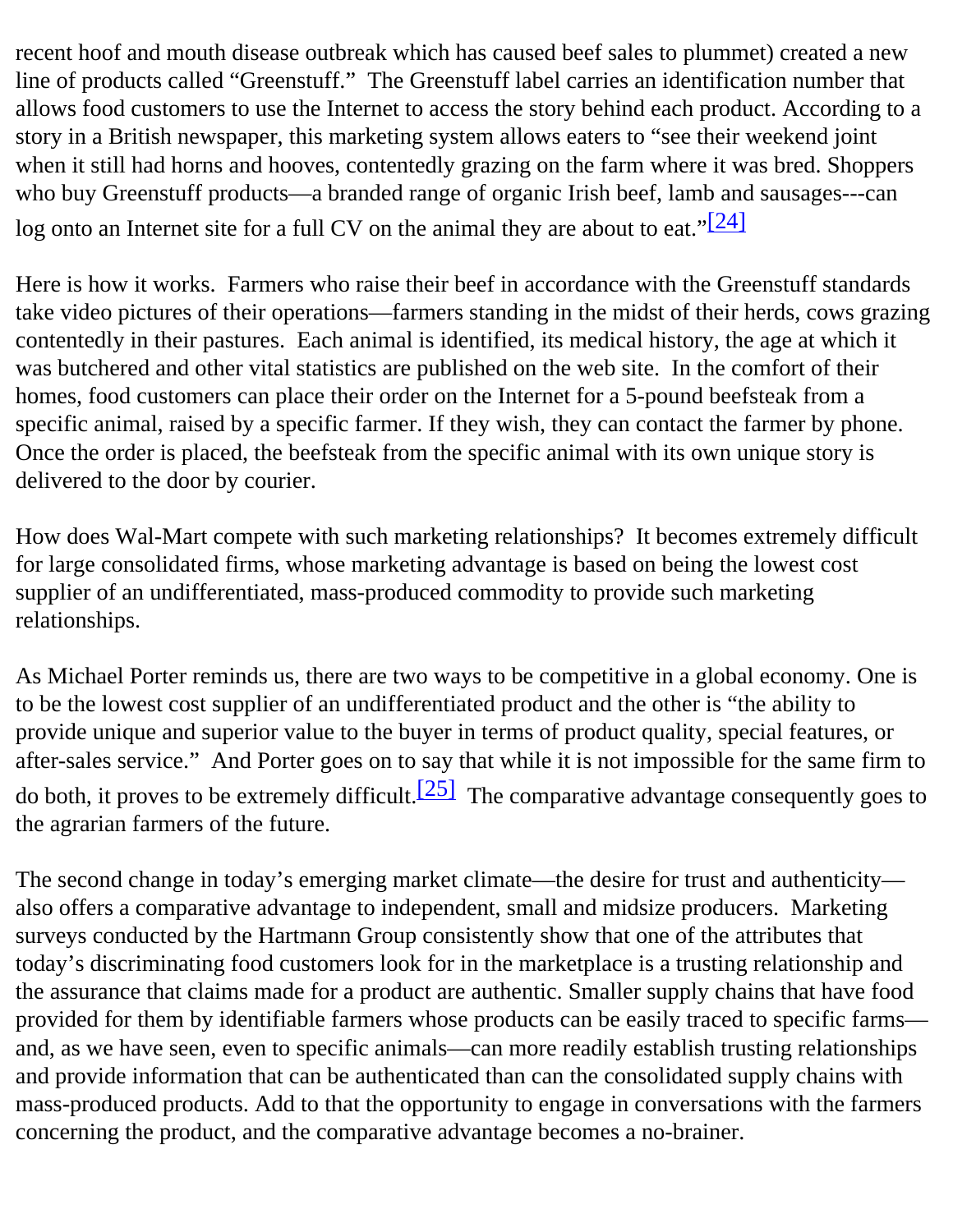recent hoof and mouth disease outbreak which has caused beef sales to plummet) created a new line of products called "Greenstuff." The Greenstuff label carries an identification number that allows food customers to use the Internet to access the story behind each product. According to a story in a British newspaper, this marketing system allows eaters to "see their weekend joint when it still had horns and hooves, contentedly grazing on the farm where it was bred. Shoppers who buy Greenstuff products—a branded range of organic Irish beef, lamb and sausages---can log onto an Internet site for a full CV on the animal they are about to eat."[24]

Here is how it works. Farmers who raise their beef in accordance with the Greenstuff standards take video pictures of their operations—farmers standing in the midst of their herds, cows grazing contentedly in their pastures. Each animal is identified, its medical history, the age at which it was butchered and other vital statistics are published on the web site. In the comfort of their homes, food customers can place their order on the Internet for a 5-pound beefsteak from a specific animal, raised by a specific farmer. If they wish, they can contact the farmer by phone. Once the order is placed, the beefsteak from the specific animal with its own unique story is delivered to the door by courier.

How does Wal-Mart compete with such marketing relationships? It becomes extremely difficult for large consolidated firms, whose marketing advantage is based on being the lowest cost supplier of an undifferentiated, mass-produced commodity to provide such marketing relationships.

As Michael Porter reminds us, there are two ways to be competitive in a global economy. One is to be the lowest cost supplier of an undifferentiated product and the other is "the ability to provide unique and superior value to the buyer in terms of product quality, special features, or after-sales service." And Porter goes on to say that while it is not impossible for the same firm to do both, it proves to be extremely difficult.[25] The comparative advantage consequently goes to the agrarian farmers of the future.

The second change in today's emerging market climate—the desire for trust and authenticity—also offers a comparative advantage to independent, small and midsize producers. Marketing surveys conducted by the Hartmann Group consistently show that one of the attributes that today's discriminating food customers look for in the marketplace is a trusting relationship and the assurance that claims made for a product are authentic. Smaller supply chains that have food provided for them by identifiable farmers whose products can be easily traced to specific farms—and, as we have seen, even to specific animals—can more readily establish trusting relationships and provide information that can be authenticated than can the consolidated supply chains with mass-produced products. Add to that the opportunity to engage in conversations with the farmers concerning the product, and the comparative advantage becomes a no-brainer.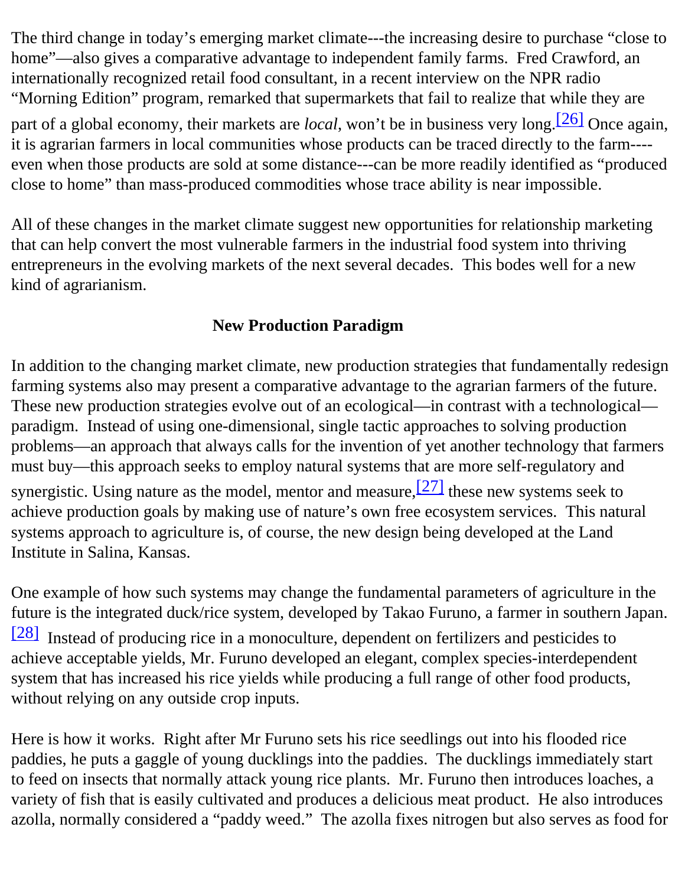The third change in today's emerging market climate---the increasing desire to purchase "close to home"—also gives a comparative advantage to independent family farms. Fred Crawford, an internationally recognized retail food consultant, in a recent interview on the NPR radio "Morning Edition" program, remarked that supermarkets that fail to realize that while they are part of a global economy, their markets are *local*, won't be in business very long.[26] Once again, it is agrarian farmers in local communities whose products can be traced directly to the farm----even when those products are sold at some distance---can be more readily identified as "produced close to home" than mass-produced commodities whose trace ability is near impossible.

All of these changes in the market climate suggest new opportunities for relationship marketing that can help convert the most vulnerable farmers in the industrial food system into thriving entrepreneurs in the evolving markets of the next several decades. This bodes well for a new kind of agrarianism.

**New Production Paradigm**

In addition to the changing market climate, new production strategies that fundamentally redesign farming systems also may present a comparative advantage to the agrarian farmers of the future. These new production strategies evolve out of an ecological—in contrast with a technological—paradigm. Instead of using one-dimensional, single tactic approaches to solving production problems—an approach that always calls for the invention of yet another technology that farmers must buy—this approach seeks to employ natural systems that are more self-regulatory and synergistic. Using nature as the model, mentor and measure,[27] these new systems seek to achieve production goals by making use of nature's own free ecosystem services. This natural systems approach to agriculture is, of course, the new design being developed at the Land Institute in Salina, Kansas.

One example of how such systems may change the fundamental parameters of agriculture in the future is the integrated duck/rice system, developed by Takao Furuno, a farmer in southern Japan.[28] Instead of producing rice in a monoculture, dependent on fertilizers and pesticides to achieve acceptable yields, Mr. Furuno developed an elegant, complex species-interdependent system that has increased his rice yields while producing a full range of other food products, without relying on any outside crop inputs.

Here is how it works. Right after Mr Furuno sets his rice seedlings out into his flooded rice paddies, he puts a gaggle of young ducklings into the paddies. The ducklings immediately start to feed on insects that normally attack young rice plants. Mr. Furuno then introduces loaches, a variety of fish that is easily cultivated and produces a delicious meat product. He also introduces azolla, normally considered a "paddy weed." The azolla fixes nitrogen but also serves as food for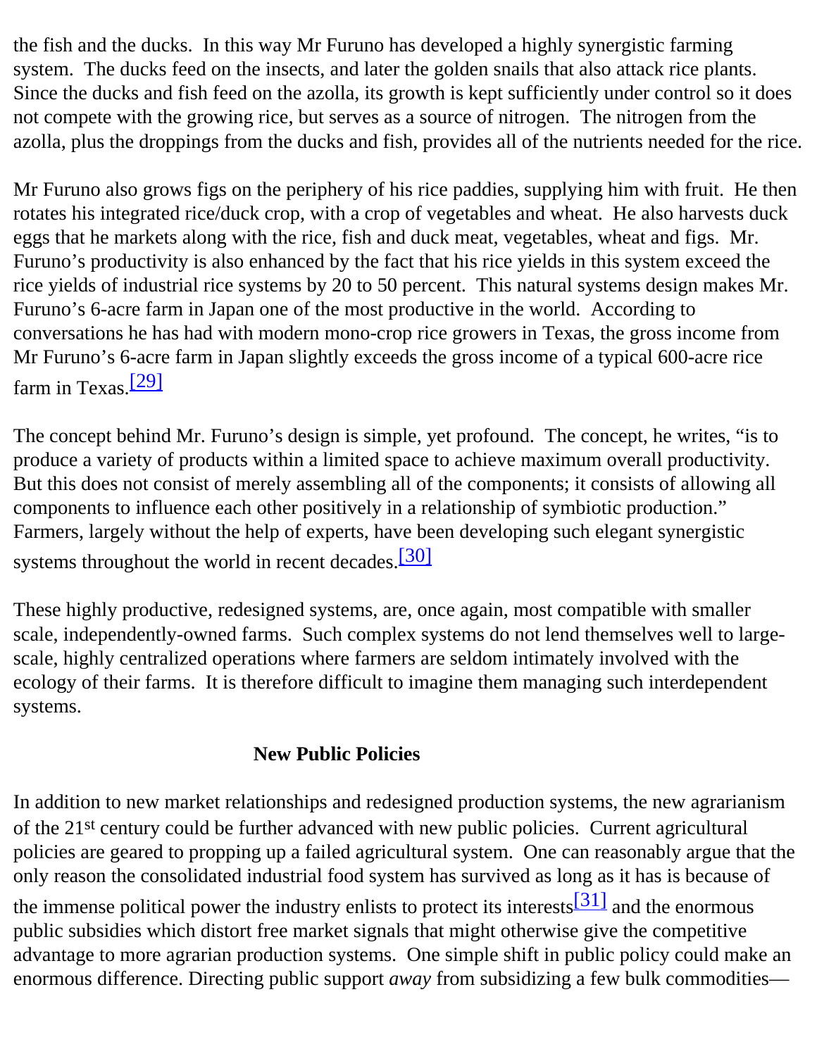the fish and the ducks. In this way Mr Furuno has developed a highly synergistic farming system. The ducks feed on the insects, and later the golden snails that also attack rice plants. Since the ducks and fish feed on the azolla, its growth is kept sufficiently under control so it does not compete with the growing rice, but serves as a source of nitrogen. The nitrogen from the azolla, plus the droppings from the ducks and fish, provides all of the nutrients needed for the rice.

Mr Furuno also grows figs on the periphery of his rice paddies, supplying him with fruit. He then rotates his integrated rice/duck crop, with a crop of vegetables and wheat. He also harvests duck eggs that he markets along with the rice, fish and duck meat, vegetables, wheat and figs. Mr. Furuno's productivity is also enhanced by the fact that his rice yields in this system exceed the rice yields of industrial rice systems by 20 to 50 percent. This natural systems design makes Mr. Furuno's 6-acre farm in Japan one of the most productive in the world. According to conversations he has had with modern mono-crop rice growers in Texas, the gross income from Mr Furuno's 6-acre farm in Japan slightly exceeds the gross income of a typical 600-acre rice farm in Texas.[29]

The concept behind Mr. Furuno's design is simple, yet profound. The concept, he writes, "is to produce a variety of products within a limited space to achieve maximum overall productivity. But this does not consist of merely assembling all of the components; it consists of allowing all components to influence each other positively in a relationship of symbiotic production." Farmers, largely without the help of experts, have been developing such elegant synergistic systems throughout the world in recent decades.[30]

These highly productive, redesigned systems, are, once again, most compatible with smaller scale, independently-owned farms. Such complex systems do not lend themselves well to large-scale, highly centralized operations where farmers are seldom intimately involved with the ecology of their farms. It is therefore difficult to imagine them managing such interdependent systems.

## New Public Policies

In addition to new market relationships and redesigned production systems, the new agrarianism of the 21st century could be further advanced with new public policies. Current agricultural policies are geared to propping up a failed agricultural system. One can reasonably argue that the only reason the consolidated industrial food system has survived as long as it has is because of the immense political power the industry enlists to protect its interests[31] and the enormous public subsidies which distort free market signals that might otherwise give the competitive advantage to more agrarian production systems. One simple shift in public policy could make an enormous difference. Directing public support *away* from subsidizing a few bulk commodities—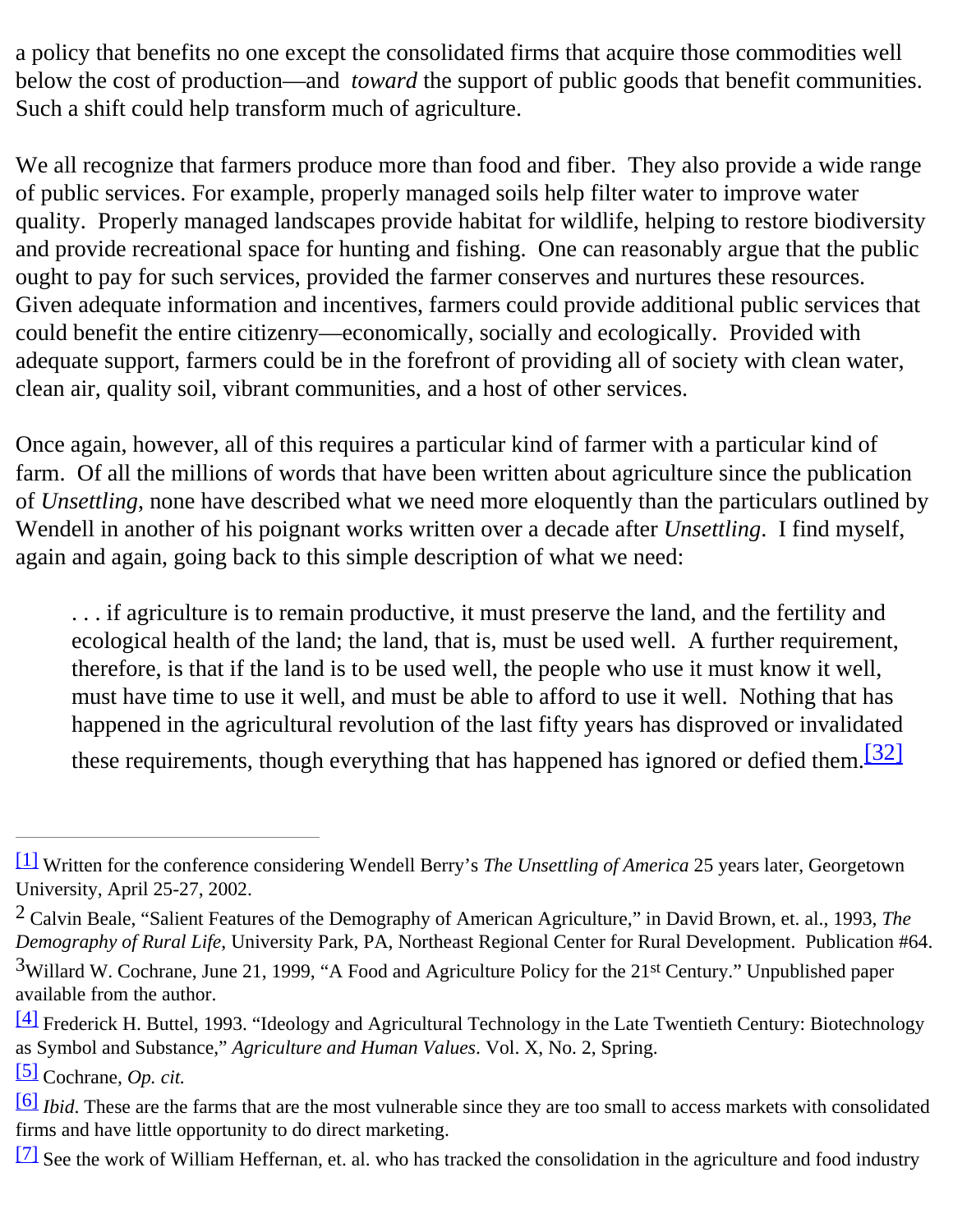a policy that benefits no one except the consolidated firms that acquire those commodities well below the cost of production—and *toward* the support of public goods that benefit communities. Such a shift could help transform much of agriculture.

We all recognize that farmers produce more than food and fiber. They also provide a wide range of public services. For example, properly managed soils help filter water to improve water quality. Properly managed landscapes provide habitat for wildlife, helping to restore biodiversity and provide recreational space for hunting and fishing. One can reasonably argue that the public ought to pay for such services, provided the farmer conserves and nurtures these resources. Given adequate information and incentives, farmers could provide additional public services that could benefit the entire citizenry—economically, socially and ecologically. Provided with adequate support, farmers could be in the forefront of providing all of society with clean water, clean air, quality soil, vibrant communities, and a host of other services.

Once again, however, all of this requires a particular kind of farmer with a particular kind of farm. Of all the millions of words that have been written about agriculture since the publication of *Unsettling*, none have described what we need more eloquently than the particulars outlined by Wendell in another of his poignant works written over a decade after *Unsettling*. I find myself, again and again, going back to this simple description of what we need:

> . . . if agriculture is to remain productive, it must preserve the land, and the fertility and ecological health of the land; the land, that is, must be used well. A further requirement, therefore, is that if the land is to be used well, the people who use it must know it well, must have time to use it well, and must be able to afford to use it well. Nothing that has happened in the agricultural revolution of the last fifty years has disproved or invalidated these requirements, though everything that has happened has ignored or defied them.[32]

---

[1] Written for the conference considering Wendell Berry's *The Unsettling of America* 25 years later, Georgetown University, April 25-27, 2002.

2 Calvin Beale, "Salient Features of the Demography of American Agriculture," in David Brown, et. al., 1993, *The Demography of Rural Life*, University Park, PA, Northeast Regional Center for Rural Development. Publication #64.

3 Willard W. Cochrane, June 21, 1999, "A Food and Agriculture Policy for the 21st Century." Unpublished paper available from the author.

[4] Frederick H. Buttel, 1993. "Ideology and Agricultural Technology in the Late Twentieth Century: Biotechnology as Symbol and Substance," *Agriculture and Human Values*. Vol. X, No. 2, Spring.

[5] Cochrane, *Op. cit.*

[6] *Ibid*. These are the farms that are the most vulnerable since they are too small to access markets with consolidated firms and have little opportunity to do direct marketing.

[7] See the work of William Heffernan, et. al. who has tracked the consolidation in the agriculture and food industry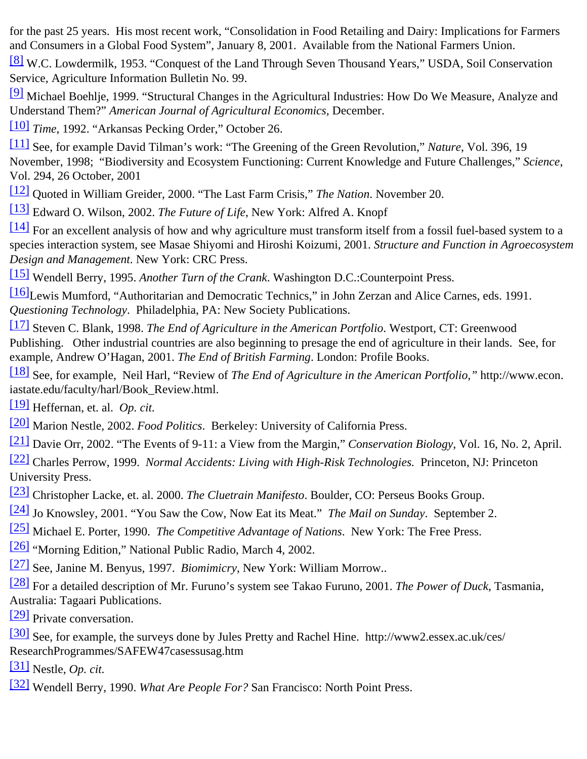for the past 25 years. His most recent work, "Consolidation in Food Retailing and Dairy: Implications for Farmers and Consumers in a Global Food System", January 8, 2001. Available from the National Farmers Union.

[8] W.C. Lowdermilk, 1953. "Conquest of the Land Through Seven Thousand Years," USDA, Soil Conservation Service, Agriculture Information Bulletin No. 99.

[9] Michael Boehlje, 1999. "Structural Changes in the Agricultural Industries: How Do We Measure, Analyze and Understand Them?" *American Journal of Agricultural Economics,* December.

[10] *Time*, 1992. "Arkansas Pecking Order," October 26.

[11] See, for example David Tilman's work: "The Greening of the Green Revolution," *Nature*, Vol. 396, 19 November, 1998; "Biodiversity and Ecosystem Functioning: Current Knowledge and Future Challenges," *Science*, Vol. 294, 26 October, 2001

[12] Quoted in William Greider, 2000. "The Last Farm Crisis," *The Nation*. November 20.

[13] Edward O. Wilson, 2002. *The Future of Life*, New York: Alfred A. Knopf

[14] For an excellent analysis of how and why agriculture must transform itself from a fossil fuel-based system to a species interaction system, see Masae Shiyomi and Hiroshi Koizumi, 2001. *Structure and Function in Agroecosystem Design and Management*. New York: CRC Press.

[15] Wendell Berry, 1995. *Another Turn of the Crank*. Washington D.C.:Counterpoint Press.

[16]Lewis Mumford, "Authoritarian and Democratic Technics," in John Zerzan and Alice Carnes, eds. 1991. *Questioning Technology*. Philadelphia, PA: New Society Publications.

[17] Steven C. Blank, 1998. *The End of Agriculture in the American Portfolio*. Westport, CT: Greenwood Publishing. Other industrial countries are also beginning to presage the end of agriculture in their lands. See, for example, Andrew O'Hagan, 2001. *The End of British Farming*. London: Profile Books.

[18] See, for example, Neil Harl, "Review of *The End of Agriculture in the American Portfolio,*" http://www.econ.iastate.edu/faculty/harl/Book_Review.html.

[19] Heffernan, et. al. *Op. cit.*

[20] Marion Nestle, 2002. *Food Politics*. Berkeley: University of California Press.

[21] Davie Orr, 2002. "The Events of 9-11: a View from the Margin," *Conservation Biology*, Vol. 16, No. 2, April.

[22] Charles Perrow, 1999. *Normal Accidents: Living with High-Risk Technologies.* Princeton, NJ: Princeton University Press.

[23] Christopher Lacke, et. al. 2000. *The Cluetrain Manifesto*. Boulder, CO: Perseus Books Group.

[24] Jo Knowsley, 2001. "You Saw the Cow, Now Eat its Meat." *The Mail on Sunday*. September 2.

[25] Michael E. Porter, 1990. *The Competitive Advantage of Nations*. New York: The Free Press.

[26] "Morning Edition," National Public Radio, March 4, 2002.

[27] See, Janine M. Benyus, 1997. *Biomimicry*, New York: William Morrow..

[28] For a detailed description of Mr. Furuno's system see Takao Furuno, 2001. *The Power of Duck*, Tasmania, Australia: Tagaari Publications.

[29] Private conversation.

[30] See, for example, the surveys done by Jules Pretty and Rachel Hine. http://www2.essex.ac.uk/ces/ResearchProgrammes/SAFEW47casessusag.htm

[31] Nestle, *Op. cit.*

[32] Wendell Berry, 1990. *What Are People For?* San Francisco: North Point Press.